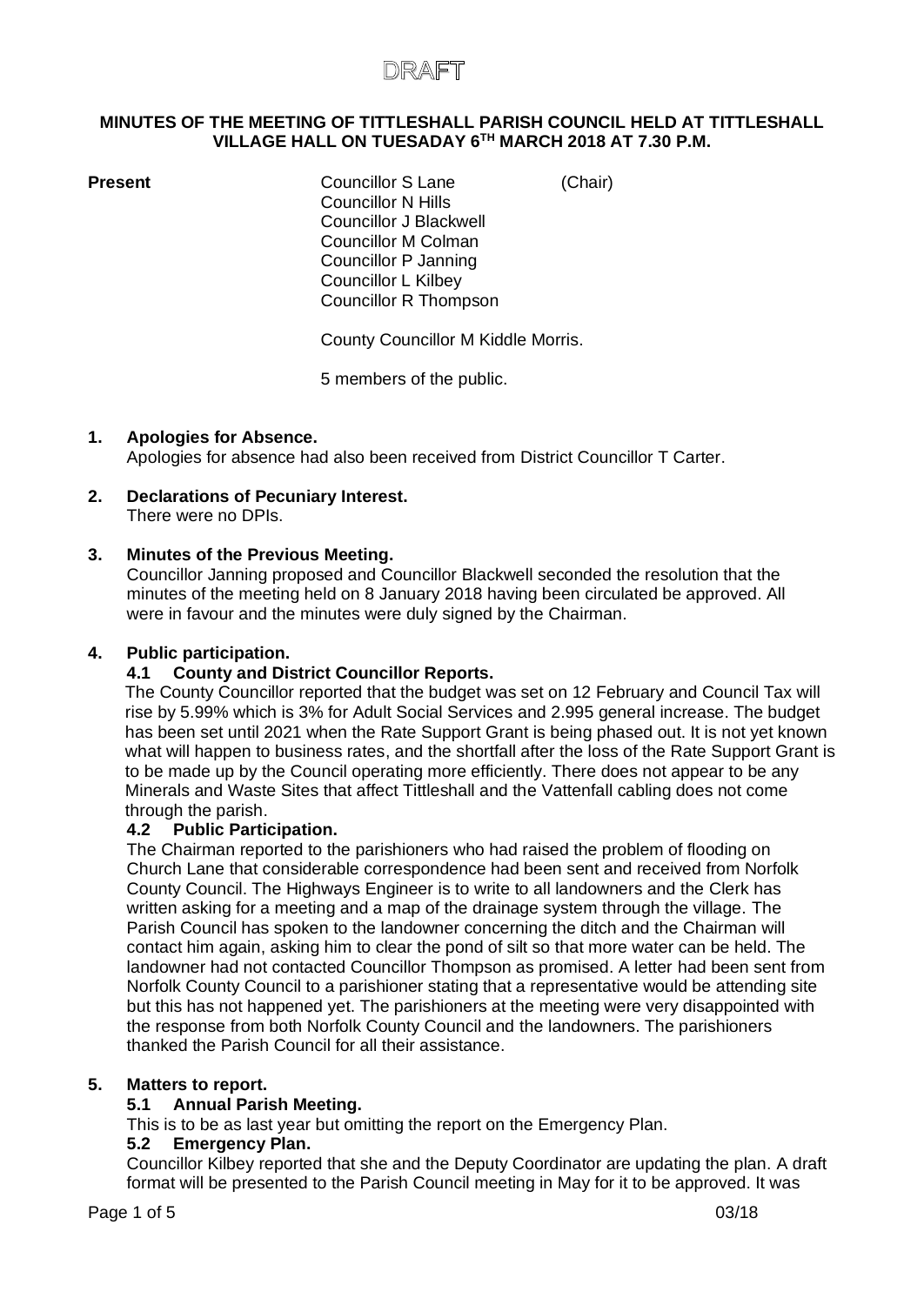DRAFT

# MINUTES OF THE MEETING OF TITTLESHALL PARISH COUNCIL HELD AT TITTLESHALL VILLAGE HALL ON TUESDAY 6TH MARCH 2018 AT 7.30 P.M.

**Present**

Councillor S Lane (Chair)
Councillor N Hills
Councillor J Blackwell
Councillor M Colman
Councillor P Janning
Councillor L Kilbey
Councillor R Thompson

County Councillor M Kiddle Morris.

5 members of the public.

## 1. Apologies for Absence.

Apologies for absence had also been received from District Councillor T Carter.

## 2. Declarations of Pecuniary Interest.

There were no DPIs.

## 3. Minutes of the Previous Meeting.

Councillor Janning proposed and Councillor Blackwell seconded the resolution that the minutes of the meeting held on 8 January 2018 having been circulated be approved. All were in favour and the minutes were duly signed by the Chairman.

## 4. Public participation.

### 4.1 County and District Councillor Reports.

The County Councillor reported that the budget was set on 12 February and Council Tax will rise by 5.99% which is 3% for Adult Social Services and 2.995 general increase. The budget has been set until 2021 when the Rate Support Grant is being phased out. It is not yet known what will happen to business rates, and the shortfall after the loss of the Rate Support Grant is to be made up by the Council operating more efficiently. There does not appear to be any Minerals and Waste Sites that affect Tittleshall and the Vattenfall cabling does not come through the parish.

### 4.2 Public Participation.

The Chairman reported to the parishioners who had raised the problem of flooding on Church Lane that considerable correspondence had been sent and received from Norfolk County Council. The Highways Engineer is to write to all landowners and the Clerk has written asking for a meeting and a map of the drainage system through the village. The Parish Council has spoken to the landowner concerning the ditch and the Chairman will contact him again, asking him to clear the pond of silt so that more water can be held. The landowner had not contacted Councillor Thompson as promised. A letter had been sent from Norfolk County Council to a parishioner stating that a representative would be attending site but this has not happened yet. The parishioners at the meeting were very disappointed with the response from both Norfolk County Council and the landowners. The parishioners thanked the Parish Council for all their assistance.

## 5. Matters to report.

### 5.1 Annual Parish Meeting.

This is to be as last year but omitting the report on the Emergency Plan.

### 5.2 Emergency Plan.

Councillor Kilbey reported that she and the Deputy Coordinator are updating the plan. A draft format will be presented to the Parish Council meeting in May for it to be approved. It was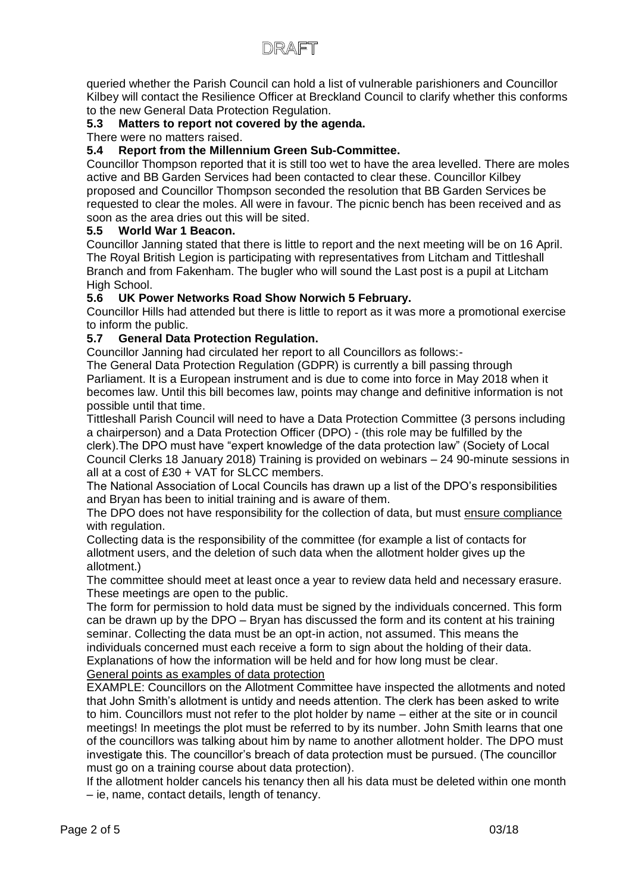DRAFT

queried whether the Parish Council can hold a list of vulnerable parishioners and Councillor Kilbey will contact the Resilience Officer at Breckland Council to clarify whether this conforms to the new General Data Protection Regulation.

### 5.3 Matters to report not covered by the agenda.

There were no matters raised.

### 5.4 Report from the Millennium Green Sub-Committee.

Councillor Thompson reported that it is still too wet to have the area levelled. There are moles active and BB Garden Services had been contacted to clear these. Councillor Kilbey proposed and Councillor Thompson seconded the resolution that BB Garden Services be requested to clear the moles. All were in favour. The picnic bench has been received and as soon as the area dries out this will be sited.

### 5.5 World War 1 Beacon.

Councillor Janning stated that there is little to report and the next meeting will be on 16 April. The Royal British Legion is participating with representatives from Litcham and Tittleshall Branch and from Fakenham. The bugler who will sound the Last post is a pupil at Litcham High School.

### 5.6 UK Power Networks Road Show Norwich 5 February.

Councillor Hills had attended but there is little to report as it was more a promotional exercise to inform the public.

### 5.7 General Data Protection Regulation.

Councillor Janning had circulated her report to all Councillors as follows:-

The General Data Protection Regulation (GDPR) is currently a bill passing through Parliament. It is a European instrument and is due to come into force in May 2018 when it becomes law. Until this bill becomes law, points may change and definitive information is not possible until that time.

Tittleshall Parish Council will need to have a Data Protection Committee (3 persons including a chairperson) and a Data Protection Officer (DPO) - (this role may be fulfilled by the clerk).The DPO must have "expert knowledge of the data protection law" (Society of Local Council Clerks 18 January 2018) Training is provided on webinars – 24 90-minute sessions in all at a cost of £30 + VAT for SLCC members.

The National Association of Local Councils has drawn up a list of the DPO's responsibilities and Bryan has been to initial training and is aware of them.

The DPO does not have responsibility for the collection of data, but must <u>ensure compliance</u> with regulation.

Collecting data is the responsibility of the committee (for example a list of contacts for allotment users, and the deletion of such data when the allotment holder gives up the allotment.)

The committee should meet at least once a year to review data held and necessary erasure. These meetings are open to the public.

The form for permission to hold data must be signed by the individuals concerned. This form can be drawn up by the DPO – Bryan has discussed the form and its content at his training seminar. Collecting the data must be an opt-in action, not assumed. This means the individuals concerned must each receive a form to sign about the holding of their data. Explanations of how the information will be held and for how long must be clear.

<u>General points as examples of data protection</u>

EXAMPLE: Councillors on the Allotment Committee have inspected the allotments and noted that John Smith's allotment is untidy and needs attention. The clerk has been asked to write to him. Councillors must not refer to the plot holder by name – either at the site or in council meetings! In meetings the plot must be referred to by its number. John Smith learns that one of the councillors was talking about him by name to another allotment holder. The DPO must investigate this. The councillor's breach of data protection must be pursued. (The councillor must go on a training course about data protection).

If the allotment holder cancels his tenancy then all his data must be deleted within one month – ie, name, contact details, length of tenancy.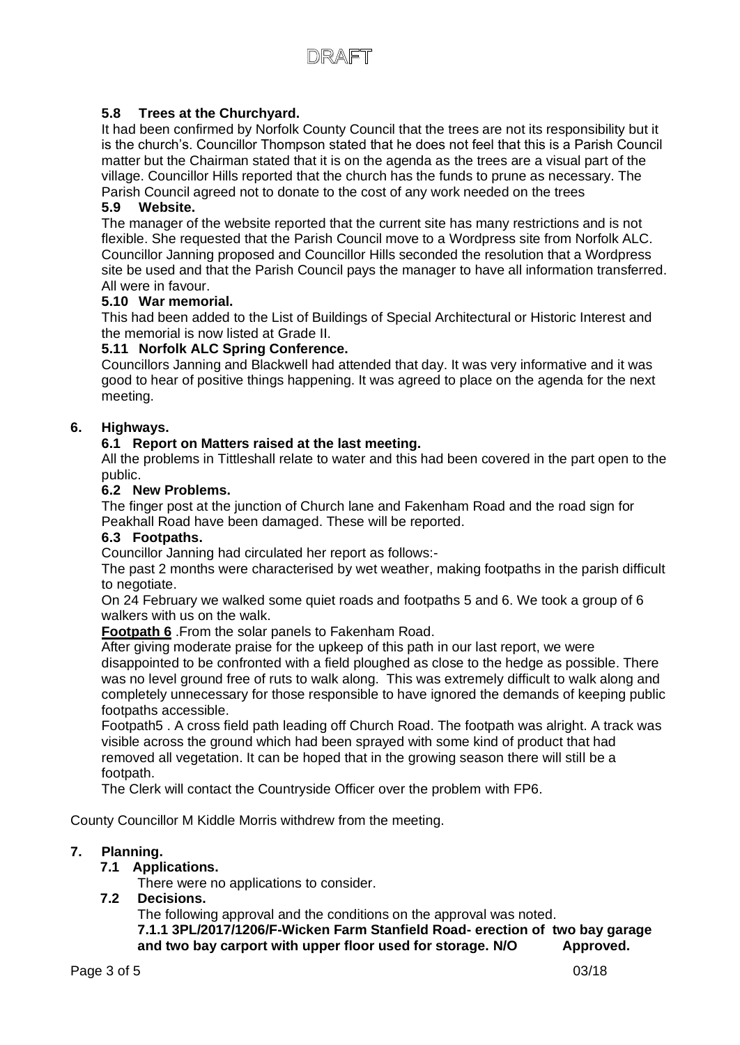DRAFT

### 5.8 Trees at the Churchyard.

It had been confirmed by Norfolk County Council that the trees are not its responsibility but it is the church's. Councillor Thompson stated that he does not feel that this is a Parish Council matter but the Chairman stated that it is on the agenda as the trees are a visual part of the village. Councillor Hills reported that the church has the funds to prune as necessary. The Parish Council agreed not to donate to the cost of any work needed on the trees

### 5.9 Website.

The manager of the website reported that the current site has many restrictions and is not flexible. She requested that the Parish Council move to a Wordpress site from Norfolk ALC. Councillor Janning proposed and Councillor Hills seconded the resolution that a Wordpress site be used and that the Parish Council pays the manager to have all information transferred. All were in favour.

### 5.10 War memorial.

This had been added to the List of Buildings of Special Architectural or Historic Interest and the memorial is now listed at Grade II.

### 5.11 Norfolk ALC Spring Conference.

Councillors Janning and Blackwell had attended that day. It was very informative and it was good to hear of positive things happening. It was agreed to place on the agenda for the next meeting.

## 6. Highways.

### 6.1 Report on Matters raised at the last meeting.

All the problems in Tittleshall relate to water and this had been covered in the part open to the public.

### 6.2 New Problems.

The finger post at the junction of Church lane and Fakenham Road and the road sign for Peakhall Road have been damaged. These will be reported.

### 6.3 Footpaths.

Councillor Janning had circulated her report as follows:-

The past 2 months were characterised by wet weather, making footpaths in the parish difficult to negotiate.

On 24 February we walked some quiet roads and footpaths 5 and 6. We took a group of 6 walkers with us on the walk.

**Footpath 6** .From the solar panels to Fakenham Road.

After giving moderate praise for the upkeep of this path in our last report, we were disappointed to be confronted with a field ploughed as close to the hedge as possible. There was no level ground free of ruts to walk along. This was extremely difficult to walk along and completely unnecessary for those responsible to have ignored the demands of keeping public footpaths accessible.

Footpath5 . A cross field path leading off Church Road. The footpath was alright. A track was visible across the ground which had been sprayed with some kind of product that had removed all vegetation. It can be hoped that in the growing season there will still be a footpath.

The Clerk will contact the Countryside Officer over the problem with FP6.

County Councillor M Kiddle Morris withdrew from the meeting.

## 7. Planning.

### 7.1 Applications.

There were no applications to consider.

### 7.2 Decisions.

The following approval and the conditions on the approval was noted.

**7.1.1 3PL/2017/1206/F-Wicken Farm Stanfield Road- erection of two bay garage and two bay carport with upper floor used for storage. N/O Approved.**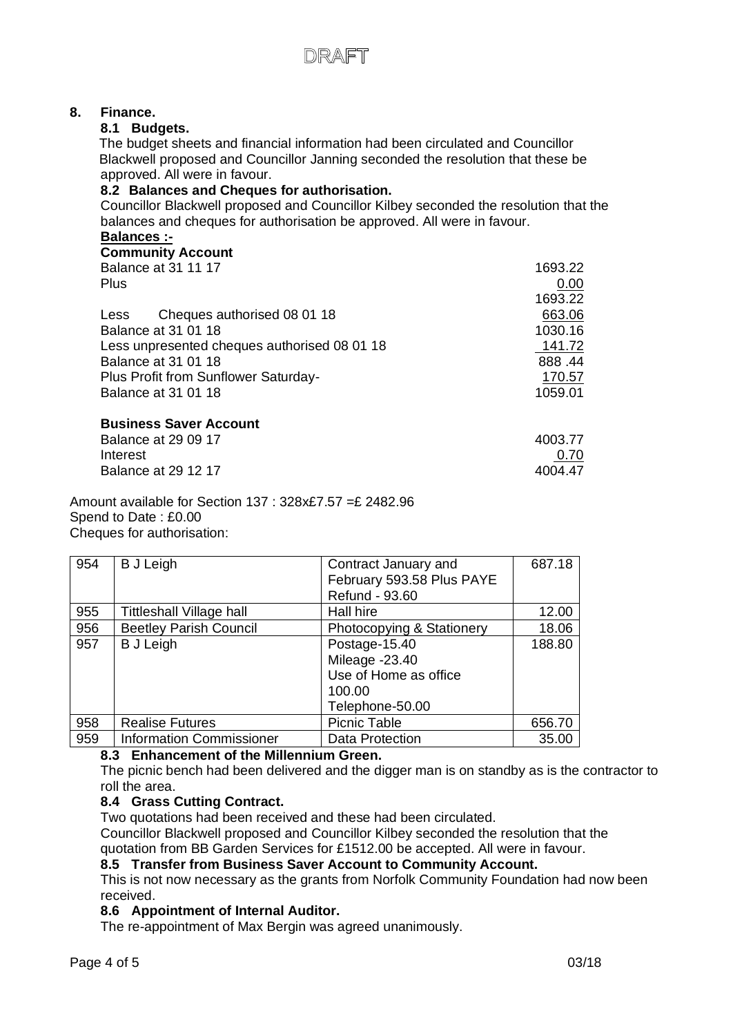DRAFT

## 8. Finance.

### 8.1 Budgets.

The budget sheets and financial information had been circulated and Councillor Blackwell proposed and Councillor Janning seconded the resolution that these be approved. All were in favour.

### 8.2 Balances and Cheques for authorisation.

Councillor Blackwell proposed and Councillor Kilbey seconded the resolution that the balances and cheques for authorisation be approved. All were in favour.

**Balances :-**

**Community Account**

| | |
|---|---|
| Balance at 31 11 17 | 1693.22 |
| Plus | 0.00 |
| | 1693.22 |
| Less Cheques authorised 08 01 18 | 663.06 |
| Balance at 31 01 18 | 1030.16 |
| Less unpresented cheques authorised 08 01 18 | 141.72 |
| Balance at 31 01 18 | 888 .44 |
| Plus Profit from Sunflower Saturday- | 170.57 |
| Balance at 31 01 18 | 1059.01 |

**Business Saver Account**

| | |
|---|---|
| Balance at 29 09 17 | 4003.77 |
| Interest | 0.70 |
| Balance at 29 12 17 | 4004.47 |

Amount available for Section 137 : 328x£7.57 =£ 2482.96
Spend to Date : £0.00
Cheques for authorisation:

| | | | |
|---|---|---|---|
| 954 | B J Leigh | Contract January and February 593.58 Plus PAYE Refund - 93.60 | 687.18 |
| 955 | Tittleshall Village hall | Hall hire | 12.00 |
| 956 | Beetley Parish Council | Photocopying & Stationery | 18.06 |
| 957 | B J Leigh | Postage-15.40 Mileage -23.40 Use of Home as office 100.00 Telephone-50.00 | 188.80 |
| 958 | Realise Futures | Picnic Table | 656.70 |
| 959 | Information Commissioner | Data Protection | 35.00 |

### 8.3 Enhancement of the Millennium Green.

The picnic bench had been delivered and the digger man is on standby as is the contractor to roll the area.

### 8.4 Grass Cutting Contract.

Two quotations had been received and these had been circulated.
Councillor Blackwell proposed and Councillor Kilbey seconded the resolution that the quotation from BB Garden Services for £1512.00 be accepted. All were in favour.

### 8.5 Transfer from Business Saver Account to Community Account.

This is not now necessary as the grants from Norfolk Community Foundation had now been received.

### 8.6 Appointment of Internal Auditor.

The re-appointment of Max Bergin was agreed unanimously.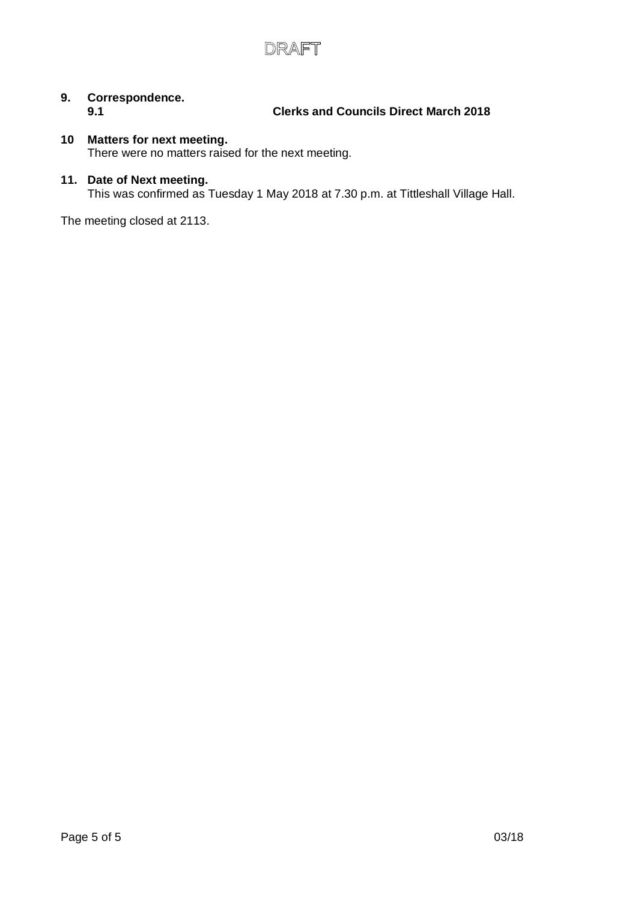DRAFT

**9. Correspondence.**

**9.1 Clerks and Councils Direct March 2018**

**10 Matters for next meeting.**

There were no matters raised for the next meeting.

**11. Date of Next meeting.**

This was confirmed as Tuesday 1 May 2018 at 7.30 p.m. at Tittleshall Village Hall.

The meeting closed at 2113.